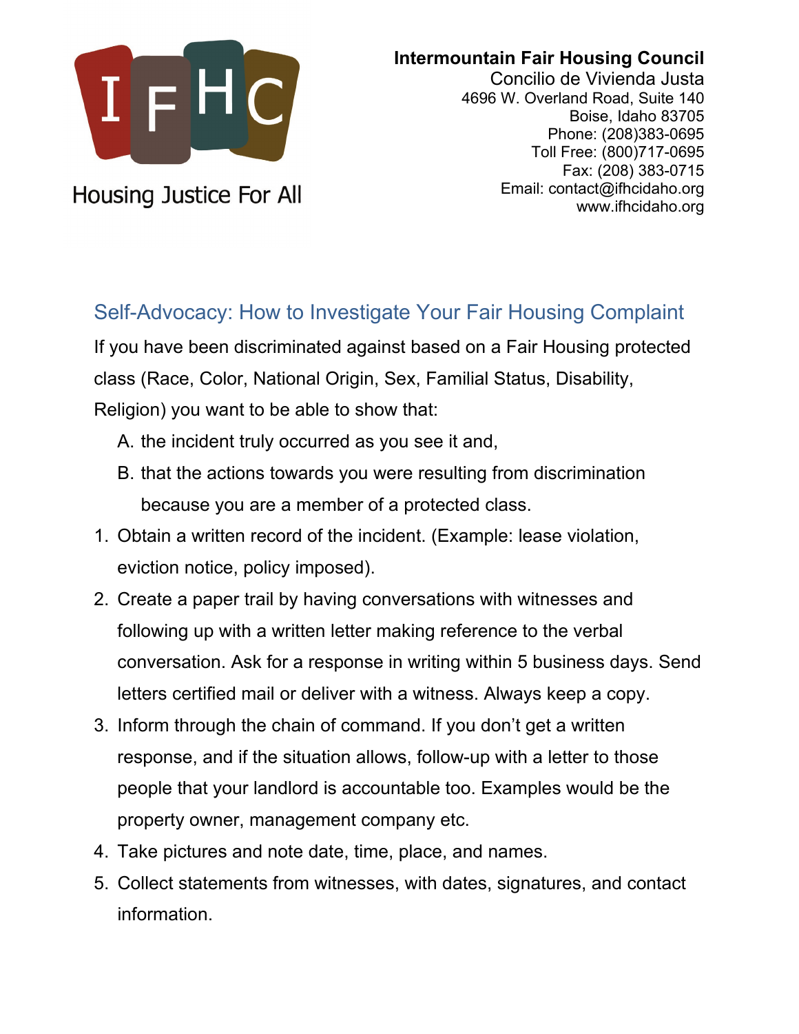IFHC

Housing Justice For All

**Intermountain Fair Housing Council**
Concilio de Vivienda Justa
4696 W. Overland Road, Suite 140
Boise, Idaho 83705
Phone: (208)383-0695
Toll Free: (800)717-0695
Fax: (208) 383-0715
Email: contact@ifhcidaho.org
www.ifhcidaho.org

## Self-Advocacy: How to Investigate Your Fair Housing Complaint

If you have been discriminated against based on a Fair Housing protected class (Race, Color, National Origin, Sex, Familial Status, Disability, Religion) you want to be able to show that:

A. the incident truly occurred as you see it and,

B. that the actions towards you were resulting from discrimination because you are a member of a protected class.

1. Obtain a written record of the incident. (Example: lease violation, eviction notice, policy imposed).
2. Create a paper trail by having conversations with witnesses and following up with a written letter making reference to the verbal conversation. Ask for a response in writing within 5 business days. Send letters certified mail or deliver with a witness. Always keep a copy.
3. Inform through the chain of command. If you don't get a written response, and if the situation allows, follow-up with a letter to those people that your landlord is accountable too. Examples would be the property owner, management company etc.
4. Take pictures and note date, time, place, and names.
5. Collect statements from witnesses, with dates, signatures, and contact information.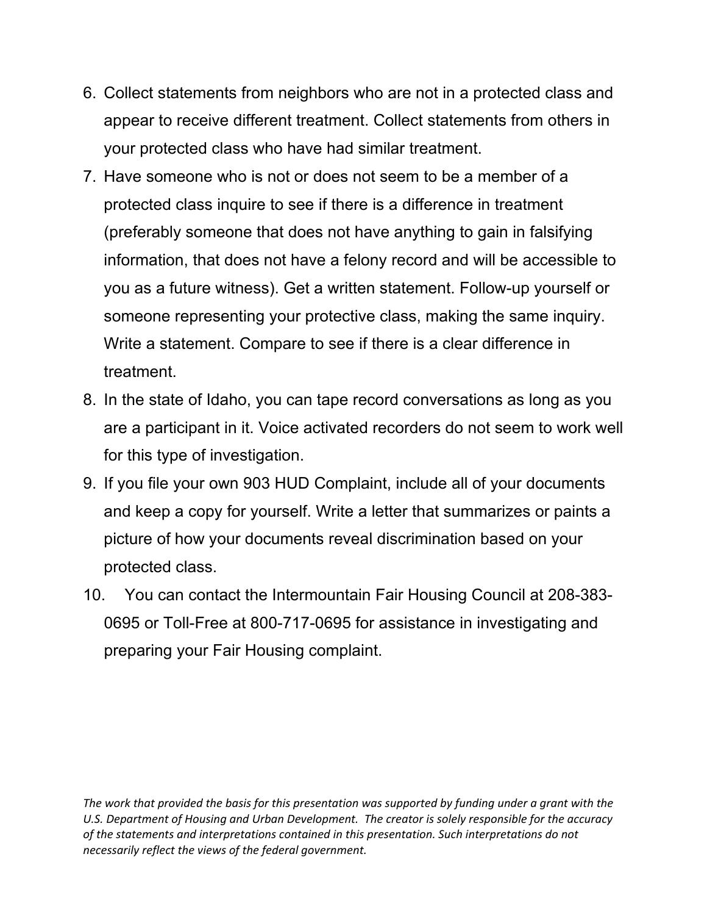6. Collect statements from neighbors who are not in a protected class and appear to receive different treatment. Collect statements from others in your protected class who have had similar treatment.
7. Have someone who is not or does not seem to be a member of a protected class inquire to see if there is a difference in treatment (preferably someone that does not have anything to gain in falsifying information, that does not have a felony record and will be accessible to you as a future witness). Get a written statement. Follow-up yourself or someone representing your protective class, making the same inquiry. Write a statement. Compare to see if there is a clear difference in treatment.
8. In the state of Idaho, you can tape record conversations as long as you are a participant in it. Voice activated recorders do not seem to work well for this type of investigation.
9. If you file your own 903 HUD Complaint, include all of your documents and keep a copy for yourself. Write a letter that summarizes or paints a picture of how your documents reveal discrimination based on your protected class.
10. You can contact the Intermountain Fair Housing Council at 208-383-0695 or Toll-Free at 800-717-0695 for assistance in investigating and preparing your Fair Housing complaint.

*The work that provided the basis for this presentation was supported by funding under a grant with the U.S. Department of Housing and Urban Development. The creator is solely responsible for the accuracy of the statements and interpretations contained in this presentation. Such interpretations do not necessarily reflect the views of the federal government.*